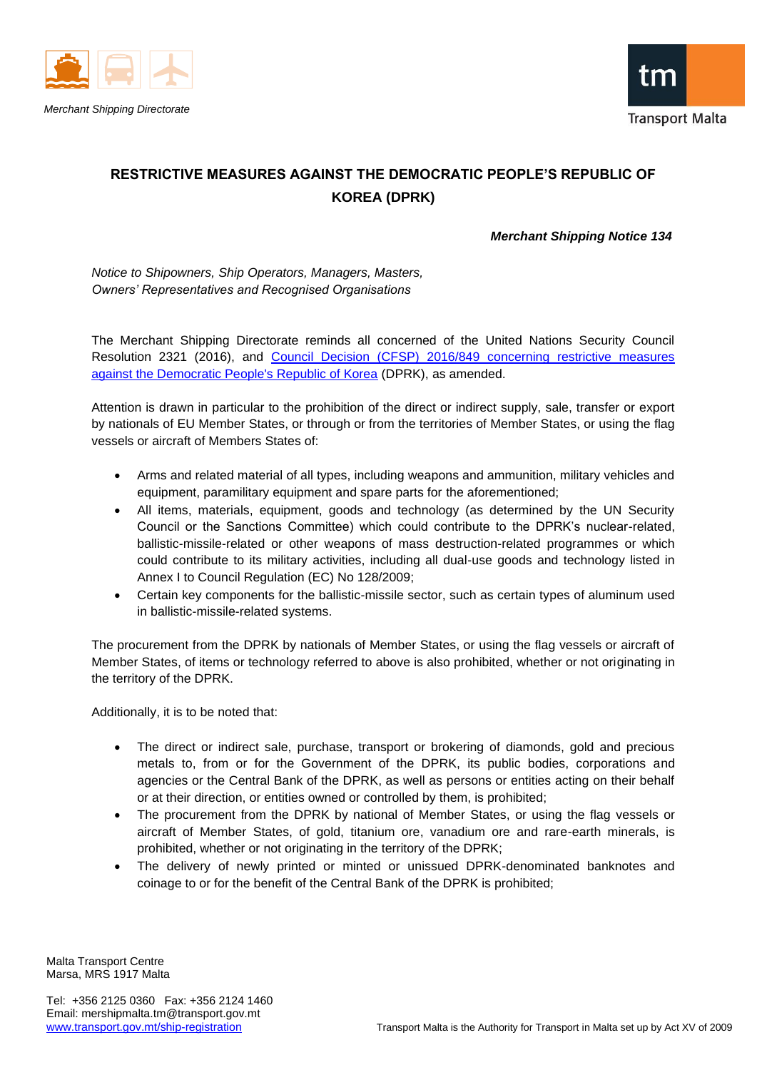Merchant Shipping Directorate

Transport Malta

# RESTRICTIVE MEASURES AGAINST THE DEMOCRATIC PEOPLE'S REPUBLIC OF KOREA (DPRK)

***Merchant Shipping Notice 134***

*Notice to Shipowners, Ship Operators, Managers, Masters, Owners' Representatives and Recognised Organisations*

The Merchant Shipping Directorate reminds all concerned of the United Nations Security Council Resolution 2321 (2016), and Council Decision (CFSP) 2016/849 concerning restrictive measures against the Democratic People's Republic of Korea (DPRK), as amended.

Attention is drawn in particular to the prohibition of the direct or indirect supply, sale, transfer or export by nationals of EU Member States, or through or from the territories of Member States, or using the flag vessels or aircraft of Members States of:

- Arms and related material of all types, including weapons and ammunition, military vehicles and equipment, paramilitary equipment and spare parts for the aforementioned;
- All items, materials, equipment, goods and technology (as determined by the UN Security Council or the Sanctions Committee) which could contribute to the DPRK's nuclear-related, ballistic-missile-related or other weapons of mass destruction-related programmes or which could contribute to its military activities, including all dual-use goods and technology listed in Annex I to Council Regulation (EC) No 128/2009;
- Certain key components for the ballistic-missile sector, such as certain types of aluminum used in ballistic-missile-related systems.

The procurement from the DPRK by nationals of Member States, or using the flag vessels or aircraft of Member States, of items or technology referred to above is also prohibited, whether or not originating in the territory of the DPRK.

Additionally, it is to be noted that:

- The direct or indirect sale, purchase, transport or brokering of diamonds, gold and precious metals to, from or for the Government of the DPRK, its public bodies, corporations and agencies or the Central Bank of the DPRK, as well as persons or entities acting on their behalf or at their direction, or entities owned or controlled by them, is prohibited;
- The procurement from the DPRK by national of Member States, or using the flag vessels or aircraft of Member States, of gold, titanium ore, vanadium ore and rare-earth minerals, is prohibited, whether or not originating in the territory of the DPRK;
- The delivery of newly printed or minted or unissued DPRK-denominated banknotes and coinage to or for the benefit of the Central Bank of the DPRK is prohibited;

Malta Transport Centre
Marsa, MRS 1917 Malta

Tel: +356 2125 0360 Fax: +356 2124 1460
Email: mershipmalta.tm@transport.gov.mt
www.transport.gov.mt/ship-registration

Transport Malta is the Authority for Transport in Malta set up by Act XV of 2009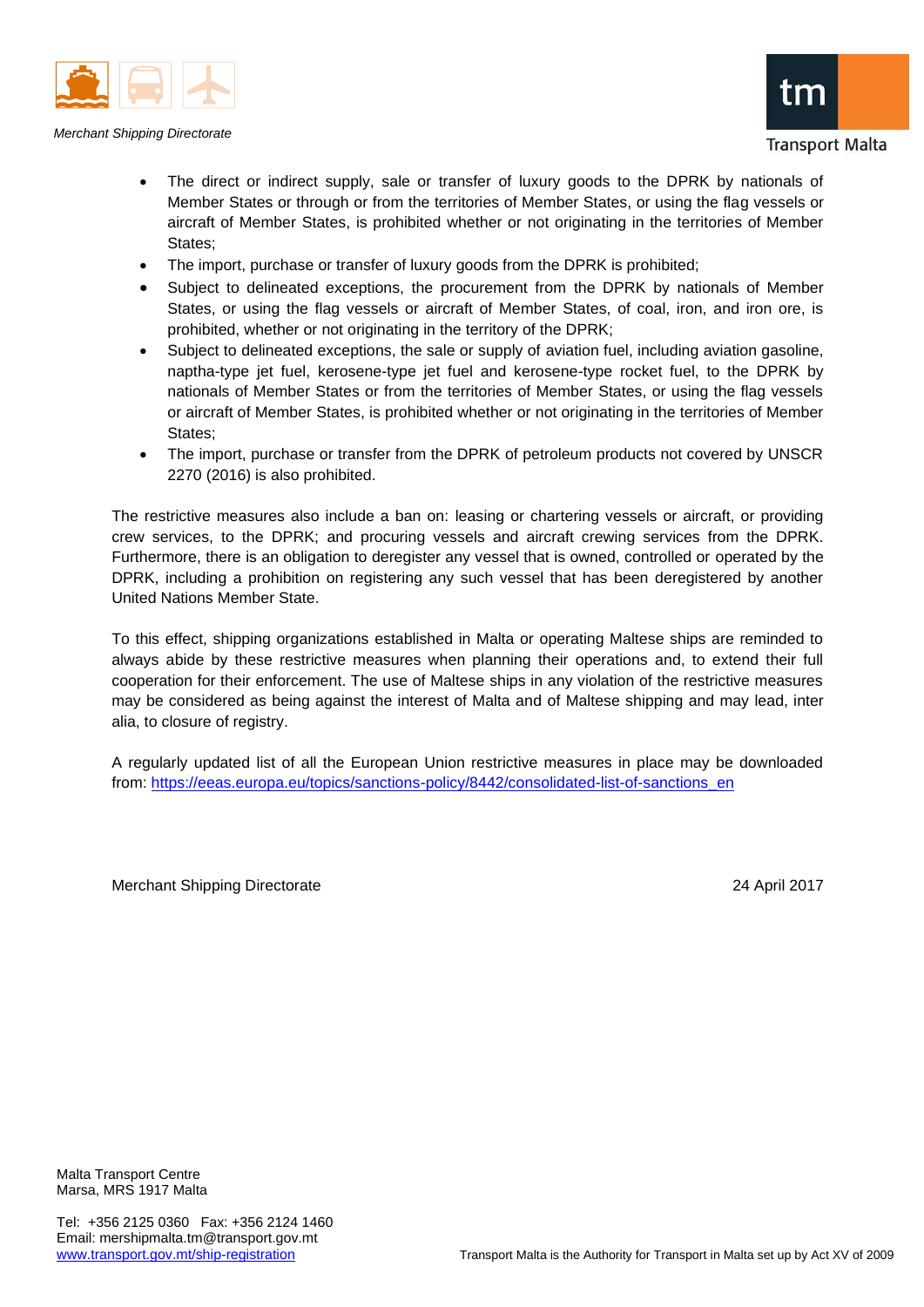- The direct or indirect supply, sale or transfer of luxury goods to the DPRK by nationals of Member States or through or from the territories of Member States, or using the flag vessels or aircraft of Member States, is prohibited whether or not originating in the territories of Member States;
- The import, purchase or transfer of luxury goods from the DPRK is prohibited;
- Subject to delineated exceptions, the procurement from the DPRK by nationals of Member States, or using the flag vessels or aircraft of Member States, of coal, iron, and iron ore, is prohibited, whether or not originating in the territory of the DPRK;
- Subject to delineated exceptions, the sale or supply of aviation fuel, including aviation gasoline, naptha-type jet fuel, kerosene-type jet fuel and kerosene-type rocket fuel, to the DPRK by nationals of Member States or from the territories of Member States, or using the flag vessels or aircraft of Member States, is prohibited whether or not originating in the territories of Member States;
- The import, purchase or transfer from the DPRK of petroleum products not covered by UNSCR 2270 (2016) is also prohibited.

The restrictive measures also include a ban on: leasing or chartering vessels or aircraft, or providing crew services, to the DPRK; and procuring vessels and aircraft crewing services from the DPRK. Furthermore, there is an obligation to deregister any vessel that is owned, controlled or operated by the DPRK, including a prohibition on registering any such vessel that has been deregistered by another United Nations Member State.

To this effect, shipping organizations established in Malta or operating Maltese ships are reminded to always abide by these restrictive measures when planning their operations and, to extend their full cooperation for their enforcement. The use of Maltese ships in any violation of the restrictive measures may be considered as being against the interest of Malta and of Maltese shipping and may lead, inter alia, to closure of registry.

A regularly updated list of all the European Union restrictive measures in place may be downloaded from: [https://eeas.europa.eu/topics/sanctions-policy/8442/consolidated-list-of-sanctions_en](https://eeas.europa.eu/topics/sanctions-policy/8442/consolidated-list-of-sanctions_en)

Merchant Shipping Directorate

24 April 2017